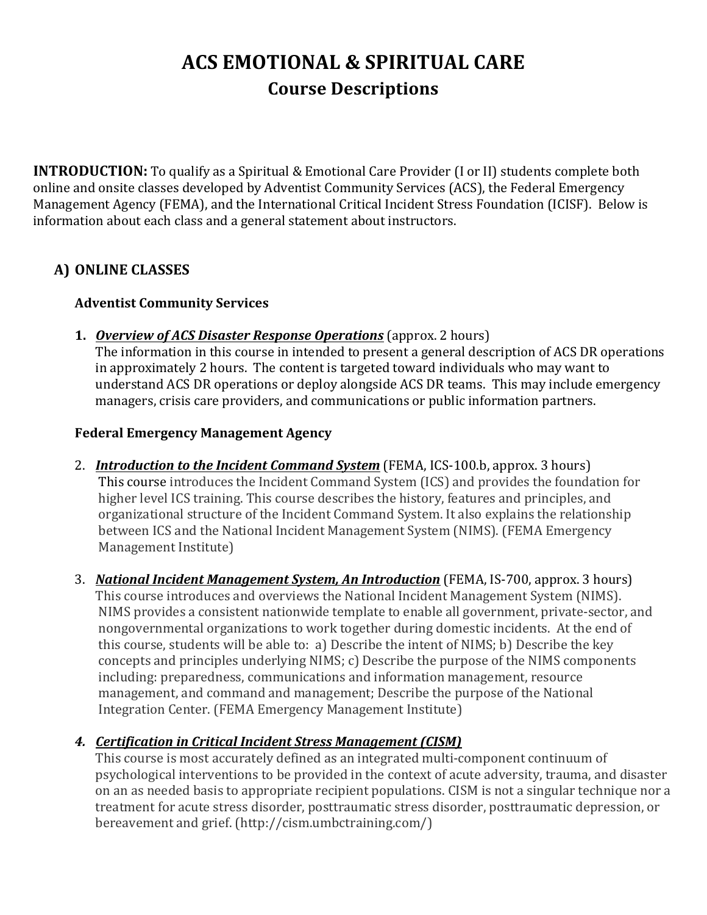# ACS EMOTIONAL & SPIRITUAL CARE

## Course Descriptions

**INTRODUCTION:** To qualify as a Spiritual & Emotional Care Provider (I or II) students complete both online and onsite classes developed by Adventist Community Services (ACS), the Federal Emergency Management Agency (FEMA), and the International Critical Incident Stress Foundation (ICISF). Below is information about each class and a general statement about instructors.

### A) ONLINE CLASSES

**Adventist Community Services**

1. ***Overview of ACS Disaster Response Operations*** (approx. 2 hours)
   The information in this course in intended to present a general description of ACS DR operations in approximately 2 hours. The content is targeted toward individuals who may want to understand ACS DR operations or deploy alongside ACS DR teams. This may include emergency managers, crisis care providers, and communications or public information partners.

**Federal Emergency Management Agency**

2. ***Introduction to the Incident Command System*** (FEMA, ICS-100.b, approx. 3 hours)
   This course introduces the Incident Command System (ICS) and provides the foundation for higher level ICS training. This course describes the history, features and principles, and organizational structure of the Incident Command System. It also explains the relationship between ICS and the National Incident Management System (NIMS). (FEMA Emergency Management Institute)

3. ***National Incident Management System, An Introduction*** (FEMA, IS-700, approx. 3 hours)
   This course introduces and overviews the National Incident Management System (NIMS). NIMS provides a consistent nationwide template to enable all government, private-sector, and nongovernmental organizations to work together during domestic incidents. At the end of this course, students will be able to: a) Describe the intent of NIMS; b) Describe the key concepts and principles underlying NIMS; c) Describe the purpose of the NIMS components including: preparedness, communications and information management, resource management, and command and management; Describe the purpose of the National Integration Center. (FEMA Emergency Management Institute)

4. ***Certification in Critical Incident Stress Management (CISM)***
   This course is most accurately defined as an integrated multi-component continuum of psychological interventions to be provided in the context of acute adversity, trauma, and disaster on an as needed basis to appropriate recipient populations. CISM is not a singular technique nor a treatment for acute stress disorder, posttraumatic stress disorder, posttraumatic depression, or bereavement and grief. (http://cism.umbctraining.com/)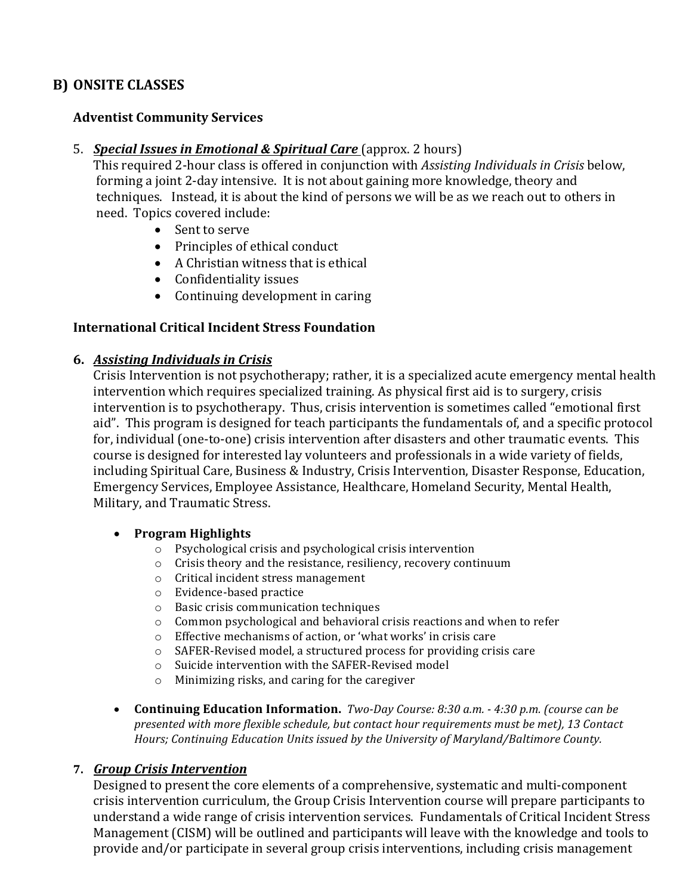## B) ONSITE CLASSES

### Adventist Community Services

5. ***Special Issues in Emotional & Spiritual Care*** (approx. 2 hours)
   This required 2-hour class is offered in conjunction with *Assisting Individuals in Crisis* below, forming a joint 2-day intensive. It is not about gaining more knowledge, theory and techniques. Instead, it is about the kind of persons we will be as we reach out to others in need. Topics covered include:
   - Sent to serve
   - Principles of ethical conduct
   - A Christian witness that is ethical
   - Confidentiality issues
   - Continuing development in caring

### International Critical Incident Stress Foundation

6. ***Assisting Individuals in Crisis***
   Crisis Intervention is not psychotherapy; rather, it is a specialized acute emergency mental health intervention which requires specialized training. As physical first aid is to surgery, crisis intervention is to psychotherapy. Thus, crisis intervention is sometimes called "emotional first aid". This program is designed for teach participants the fundamentals of, and a specific protocol for, individual (one-to-one) crisis intervention after disasters and other traumatic events. This course is designed for interested lay volunteers and professionals in a wide variety of fields, including Spiritual Care, Business & Industry, Crisis Intervention, Disaster Response, Education, Emergency Services, Employee Assistance, Healthcare, Homeland Security, Mental Health, Military, and Traumatic Stress.

   - **Program Highlights**
     - Psychological crisis and psychological crisis intervention
     - Crisis theory and the resistance, resiliency, recovery continuum
     - Critical incident stress management
     - Evidence-based practice
     - Basic crisis communication techniques
     - Common psychological and behavioral crisis reactions and when to refer
     - Effective mechanisms of action, or 'what works' in crisis care
     - SAFER-Revised model, a structured process for providing crisis care
     - Suicide intervention with the SAFER-Revised model
     - Minimizing risks, and caring for the caregiver

   - **Continuing Education Information.** *Two-Day Course: 8:30 a.m. - 4:30 p.m. (course can be presented with more flexible schedule, but contact hour requirements must be met), 13 Contact Hours; Continuing Education Units issued by the University of Maryland/Baltimore County.*

7. ***Group Crisis Intervention***
   Designed to present the core elements of a comprehensive, systematic and multi-component crisis intervention curriculum, the Group Crisis Intervention course will prepare participants to understand a wide range of crisis intervention services. Fundamentals of Critical Incident Stress Management (CISM) will be outlined and participants will leave with the knowledge and tools to provide and/or participate in several group crisis interventions, including crisis management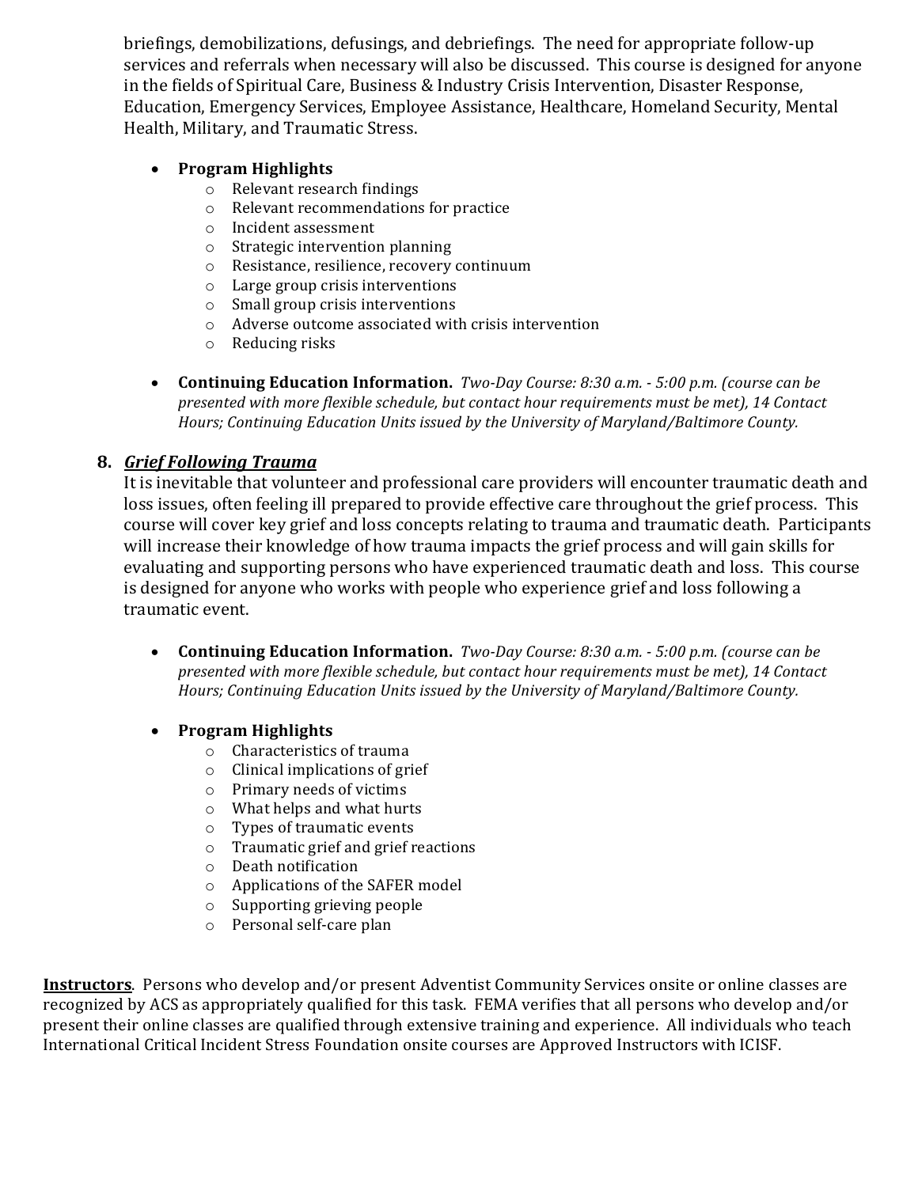briefings, demobilizations, defusings, and debriefings. The need for appropriate follow-up services and referrals when necessary will also be discussed. This course is designed for anyone in the fields of Spiritual Care, Business & Industry Crisis Intervention, Disaster Response, Education, Emergency Services, Employee Assistance, Healthcare, Homeland Security, Mental Health, Military, and Traumatic Stress.

- **Program Highlights**
  - Relevant research findings
  - Relevant recommendations for practice
  - Incident assessment
  - Strategic intervention planning
  - Resistance, resilience, recovery continuum
  - Large group crisis interventions
  - Small group crisis interventions
  - Adverse outcome associated with crisis intervention
  - Reducing risks

- **Continuing Education Information.** *Two-Day Course: 8:30 a.m. - 5:00 p.m. (course can be presented with more flexible schedule, but contact hour requirements must be met), 14 Contact Hours; Continuing Education Units issued by the University of Maryland/Baltimore County.*

### 8. ***Grief Following Trauma***

It is inevitable that volunteer and professional care providers will encounter traumatic death and loss issues, often feeling ill prepared to provide effective care throughout the grief process. This course will cover key grief and loss concepts relating to trauma and traumatic death. Participants will increase their knowledge of how trauma impacts the grief process and will gain skills for evaluating and supporting persons who have experienced traumatic death and loss. This course is designed for anyone who works with people who experience grief and loss following a traumatic event.

- **Continuing Education Information.** *Two-Day Course: 8:30 a.m. - 5:00 p.m. (course can be presented with more flexible schedule, but contact hour requirements must be met), 14 Contact Hours; Continuing Education Units issued by the University of Maryland/Baltimore County.*

- **Program Highlights**
  - Characteristics of trauma
  - Clinical implications of grief
  - Primary needs of victims
  - What helps and what hurts
  - Types of traumatic events
  - Traumatic grief and grief reactions
  - Death notification
  - Applications of the SAFER model
  - Supporting grieving people
  - Personal self-care plan

**Instructors**. Persons who develop and/or present Adventist Community Services onsite or online classes are recognized by ACS as appropriately qualified for this task. FEMA verifies that all persons who develop and/or present their online classes are qualified through extensive training and experience. All individuals who teach International Critical Incident Stress Foundation onsite courses are Approved Instructors with ICISF.